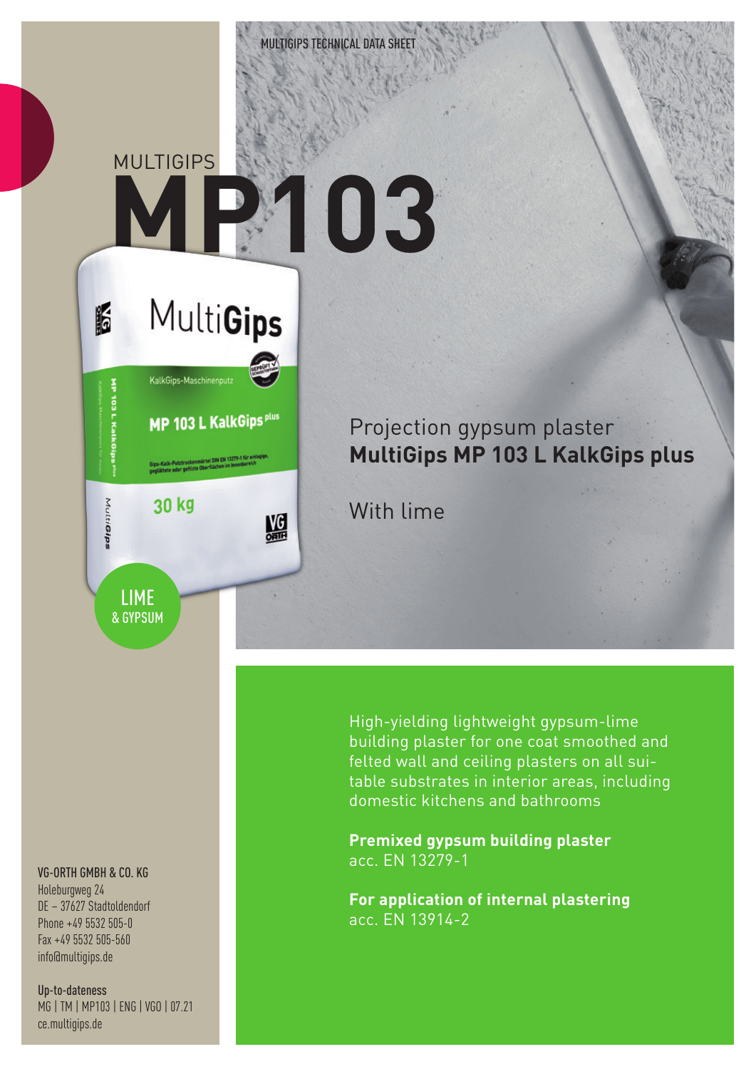MULTIGIPS TECHNICAL DATA SHEET

MULTIGIPS

# MP103

LIME & GYPSUM

## Projection gypsum plaster
## **MultiGips MP 103 L KalkGips plus**

With lime

High-yielding lightweight gypsum-lime building plaster for one coat smoothed and felted wall and ceiling plasters on all suitable substrates in interior areas, including domestic kitchens and bathrooms

**Premixed gypsum building plaster**
acc. EN 13279-1

**For application of internal plastering**
acc. EN 13914-2

VG-ORTH GMBH & CO. KG
Holeburgweg 24
DE – 37627 Stadtoldendorf
Phone +49 5532 505-0
Fax +49 5532 505-560
info@multigips.de

Up-to-dateness
MG | TM | MP103 | ENG | VGO | 07.21
ce.multigips.de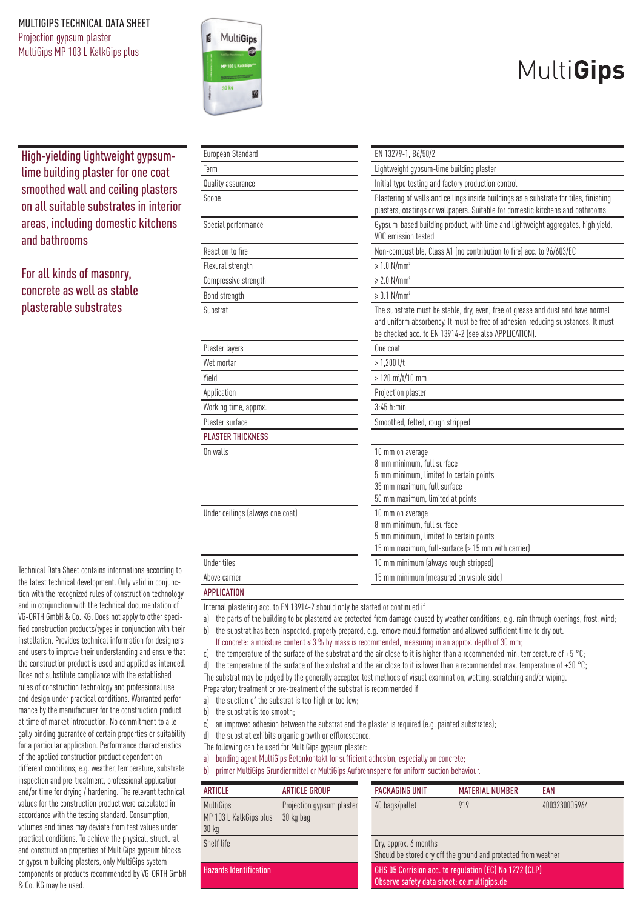MULTIGIPS TECHNICAL DATA SHEET

Projection gypsum plaster

MultiGips MP 103 L KalkGips plus

MultiGips

## High-yielding lightweight gypsum-lime building plaster for one coat smoothed wall and ceiling plasters on all suitable substrates in interior areas, including domestic kitchens and bathrooms

## For all kinds of masonry, concrete as well as stable plasterable substrates

| | |
|---|---|
| European Standard | EN 13279-1, B6/50/2 |
| Term | Lightweight gypsum-lime building plaster |
| Quality assurance | Initial type testing and factory production control |
| Scope | Plastering of walls and ceilings inside buildings as a substrate for tiles, finishing plasters, coatings or wallpapers. Suitable for domestic kitchens and bathrooms |
| Special performance | Gypsum-based building product, with lime and lightweight aggregates, high yield, VOC emission tested |
| Reaction to fire | Non-combustible, Class A1 (no contribution to fire) acc. to 96/603/EC |
| Flexural strength | ≥ 1.0 N/mm² |
| Compressive strength | ≥ 2.0 N/mm² |
| Bond strength | ≥ 0.1 N/mm² |
| Substrat | The substrate must be stable, dry, even, free of grease and dust and have normal and uniform absorbency. It must be free of adhesion-reducing substances. It must be checked acc. to EN 13914-2 (see also APPLICATION). |
| Plaster layers | One coat |
| Wet mortar | > 1,200 l/t |
| Yield | > 120 m²/t/10 mm |
| Application | Projection plaster |
| Working time, approx. | 3:45 h:min |
| Plaster surface | Smoothed, felted, rough stripped |
| **PLASTER THICKNESS** | |
| On walls | 10 mm on average<br>8 mm minimum, full surface<br>5 mm minimum, limited to certain points<br>35 mm maximum, full surface<br>50 mm maximum, limited at points |
| Under ceilings (always one coat) | 10 mm on average<br>8 mm minimum, full surface<br>5 mm minimum, limited to certain points<br>15 mm maximum, full-surface (> 15 mm with carrier) |
| Under tiles | 10 mm minimum (always rough stripped) |
| Above carrier | 15 mm minimum (measured on visible side) |

### APPLICATION

Internal plastering acc. to EN 13914-2 should only be started or continued if

a) the parts of the building to be plastered are protected from damage caused by weather conditions, e.g. rain through openings, frost, wind;

b) the substrat has been inspected, properly prepared, e.g. remove mould formation and allowed sufficient time to dry out.
If concrete: a moisture content ≤ 3 % by mass is recommended, measuring in an approx. depth of 30 mm;

c) the temperature of the surface of the substrat and the air close to it is higher than a recommended min. temperature of +5 °C;

d) the temperature of the surface of the substrat and the air close to it is lower than a recommended max. temperature of +30 °C;

The substrat may be judged by the generally accepted test methods of visual examination, wetting, scratching and/or wiping.

Preparatory treatment or pre-treatment of the substrat is recommended if

a) the suction of the substrat is too high or too low;

b) the substrat is too smooth;

c) an improved adhesion between the substrat and the plaster is required (e.g. painted substrates);

d) the substrat exhibits organic growth or efflorescence.

The following can be used for MultiGips gypsum plaster:

a) bonding agent MultiGips Betonkontakt for sufficient adhesion, especially on concrete;

b) primer MultiGips Grundiermittel or MultiGips Aufbrennsperre for uniform suction behaviour.

| ARTICLE | ARTICLE GROUP | PACKAGING UNIT | MATERIAL NUMBER | EAN |
|---|---|---|---|---|
| MultiGips MP 103 L KalkGips plus 30 kg | Projection gypsum plaster 30 kg bag | 40 bags/pallet | 919 | 4003230005964 |
| Shelf life | | Dry, approx. 6 months<br>Should be stored dry off the ground and protected from weather | | |
| Hazards Identification | | GHS 05 Corrision acc. to regulation (EC) No 1272 (CLP)<br>Observe safety data sheet: ce.multigips.de | | |

Technical Data Sheet contains informations according to the latest technical development. Only valid in conjunction with the recognized rules of construction technology and in conjunction with the technical documentation of VG-ORTH GmbH & Co. KG. Does not apply to other specified construction products/types in conjunction with their installation. Provides technical information for designers and users to improve their understanding and ensure that the construction product is used and applied as intended. Does not substitute compliance with the established rules of construction technology and professional use and design under practical conditions. Warranted performance by the manufacturer for the construction product at time of market introduction. No commitment to a legally binding guarantee of certain properties or suitability for a particular application. Performance characteristics of the applied construction product dependent on different conditions, e.g. weather, temperature, substrate inspection and pre-treatment, professional application and/or time for drying / hardening. The relevant technical values for the construction product were calculated in accordance with the testing standard. Consumption, volumes and times may deviate from test values under practical conditions. To achieve the physical, structural and construction properties of MultiGips gypsum blocks or gypsum building plasters, only MultiGips system components or products recommended by VG-ORTH GmbH & Co. KG may be used.